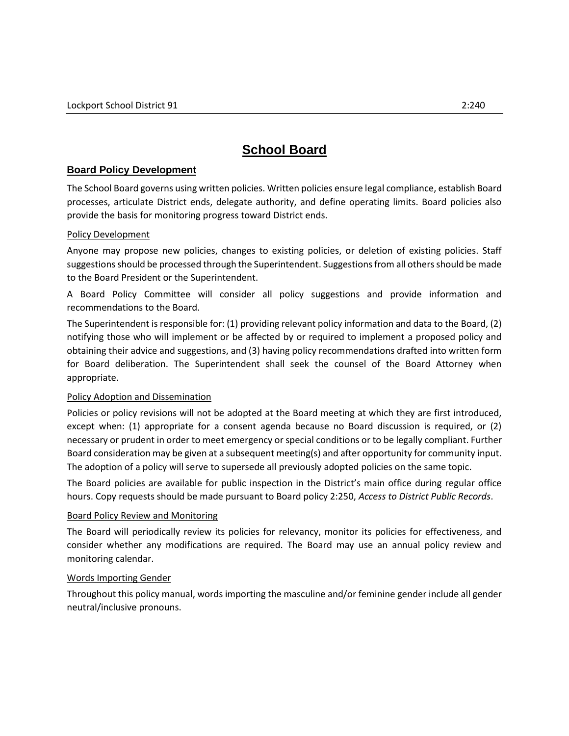# School Board

## Board Policy Development

The School Board governs using written policies. Written policies ensure legal compliance, establish Board processes, articulate District ends, delegate authority, and define operating limits. Board policies also provide the basis for monitoring progress toward District ends.

### Policy Development

Anyone may propose new policies, changes to existing policies, or deletion of existing policies. Staff suggestions should be processed through the Superintendent. Suggestions from all others should be made to the Board President or the Superintendent.

A Board Policy Committee will consider all policy suggestions and provide information and recommendations to the Board.

The Superintendent is responsible for: (1) providing relevant policy information and data to the Board, (2) notifying those who will implement or be affected by or required to implement a proposed policy and obtaining their advice and suggestions, and (3) having policy recommendations drafted into written form for Board deliberation. The Superintendent shall seek the counsel of the Board Attorney when appropriate.

### Policy Adoption and Dissemination

Policies or policy revisions will not be adopted at the Board meeting at which they are first introduced, except when: (1) appropriate for a consent agenda because no Board discussion is required, or (2) necessary or prudent in order to meet emergency or special conditions or to be legally compliant. Further Board consideration may be given at a subsequent meeting(s) and after opportunity for community input. The adoption of a policy will serve to supersede all previously adopted policies on the same topic.

The Board policies are available for public inspection in the District's main office during regular office hours. Copy requests should be made pursuant to Board policy 2:250, *Access to District Public Records*.

### Board Policy Review and Monitoring

The Board will periodically review its policies for relevancy, monitor its policies for effectiveness, and consider whether any modifications are required. The Board may use an annual policy review and monitoring calendar.

### Words Importing Gender

Throughout this policy manual, words importing the masculine and/or feminine gender include all gender neutral/inclusive pronouns.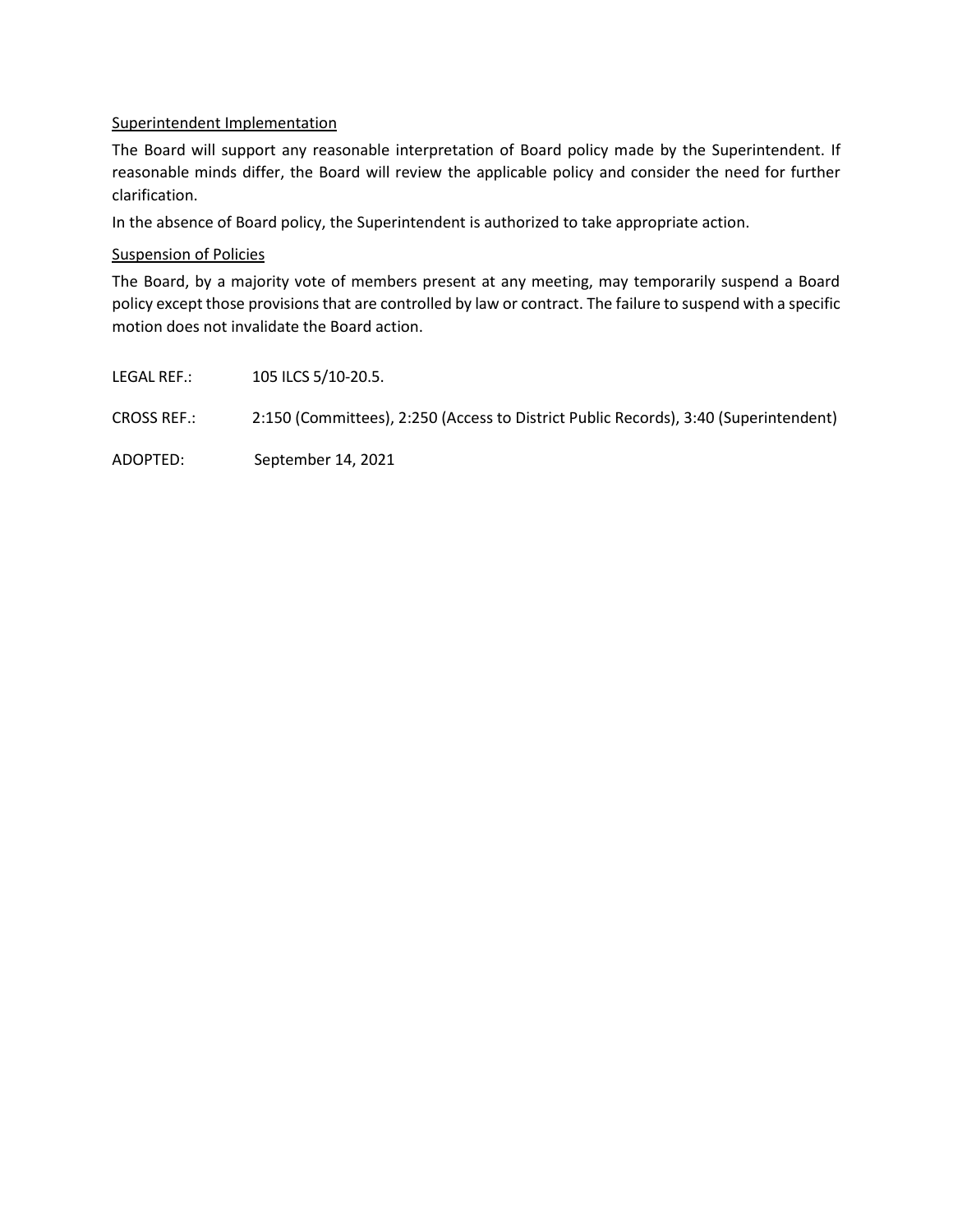Superintendent Implementation

The Board will support any reasonable interpretation of Board policy made by the Superintendent. If reasonable minds differ, the Board will review the applicable policy and consider the need for further clarification.

In the absence of Board policy, the Superintendent is authorized to take appropriate action.

Suspension of Policies

The Board, by a majority vote of members present at any meeting, may temporarily suspend a Board policy except those provisions that are controlled by law or contract. The failure to suspend with a specific motion does not invalidate the Board action.

LEGAL REF.: 105 ILCS 5/10-20.5.

CROSS REF.: 2:150 (Committees), 2:250 (Access to District Public Records), 3:40 (Superintendent)

ADOPTED: September 14, 2021